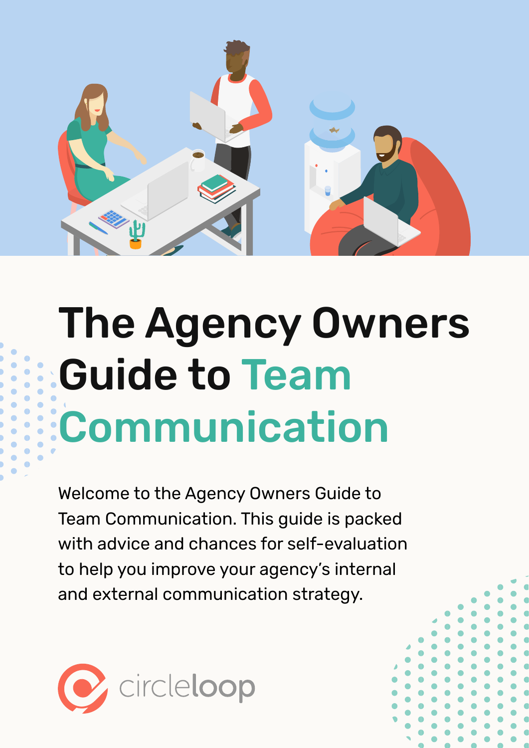# The Agency Owners Guide to Team Communication

Welcome to the Agency Owners Guide to Team Communication. This guide is packed with advice and chances for self-evaluation to help you improve your agency's internal and external communication strategy.

circleloop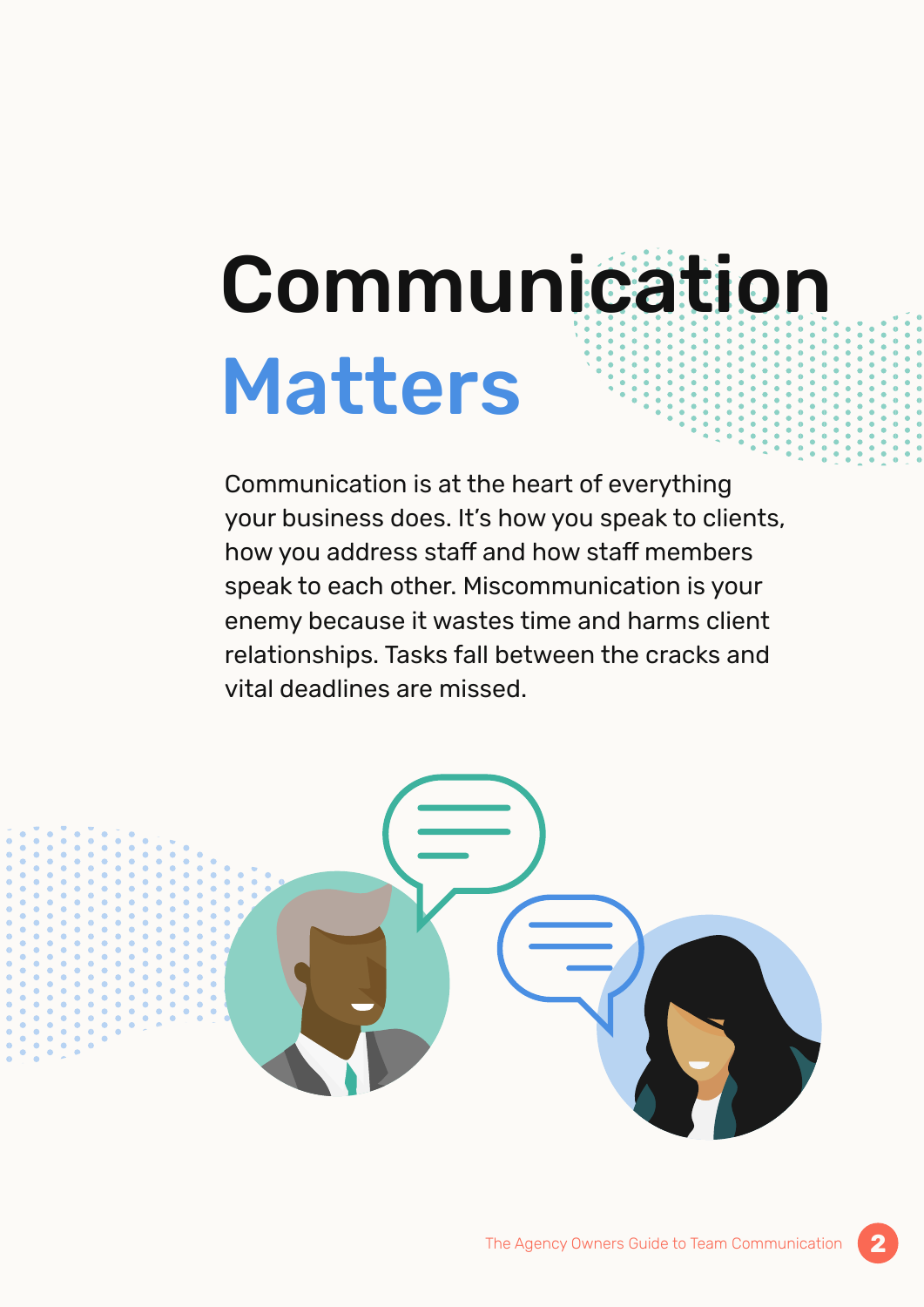# Communication Matters

Communication is at the heart of everything your business does. It's how you speak to clients, how you address staff and how staff members speak to each other. Miscommunication is your enemy because it wastes time and harms client relationships. Tasks fall between the cracks and vital deadlines are missed.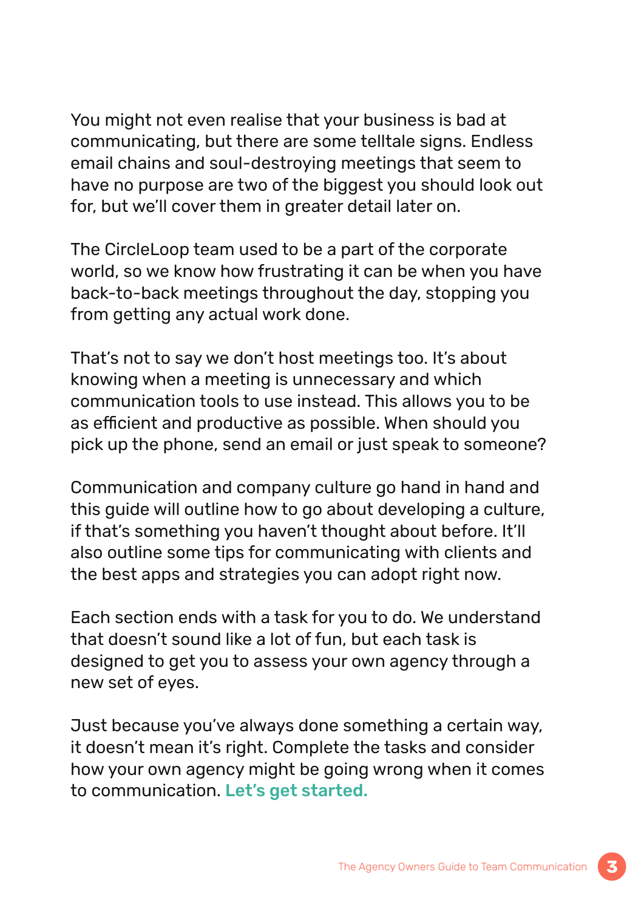You might not even realise that your business is bad at communicating, but there are some telltale signs. Endless email chains and soul-destroying meetings that seem to have no purpose are two of the biggest you should look out for, but we'll cover them in greater detail later on.

The CircleLoop team used to be a part of the corporate world, so we know how frustrating it can be when you have back-to-back meetings throughout the day, stopping you from getting any actual work done.

That's not to say we don't host meetings too. It's about knowing when a meeting is unnecessary and which communication tools to use instead. This allows you to be as efficient and productive as possible. When should you pick up the phone, send an email or just speak to someone?

Communication and company culture go hand in hand and this guide will outline how to go about developing a culture, if that's something you haven't thought about before. It'll also outline some tips for communicating with clients and the best apps and strategies you can adopt right now.

Each section ends with a task for you to do. We understand that doesn't sound like a lot of fun, but each task is designed to get you to assess your own agency through a new set of eyes.

Just because you've always done something a certain way, it doesn't mean it's right. Complete the tasks and consider how your own agency might be going wrong when it comes to communication. **Let's get started.**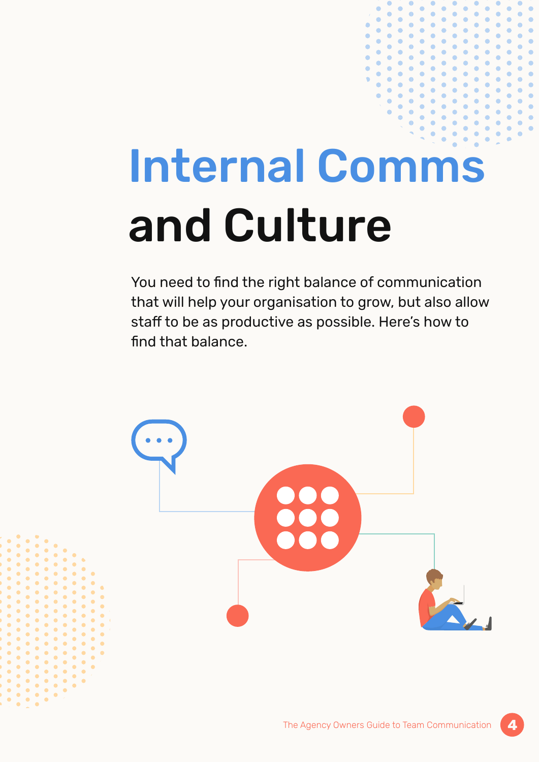# Internal Comms and Culture

You need to find the right balance of communication that will help your organisation to grow, but also allow staff to be as productive as possible. Here's how to find that balance.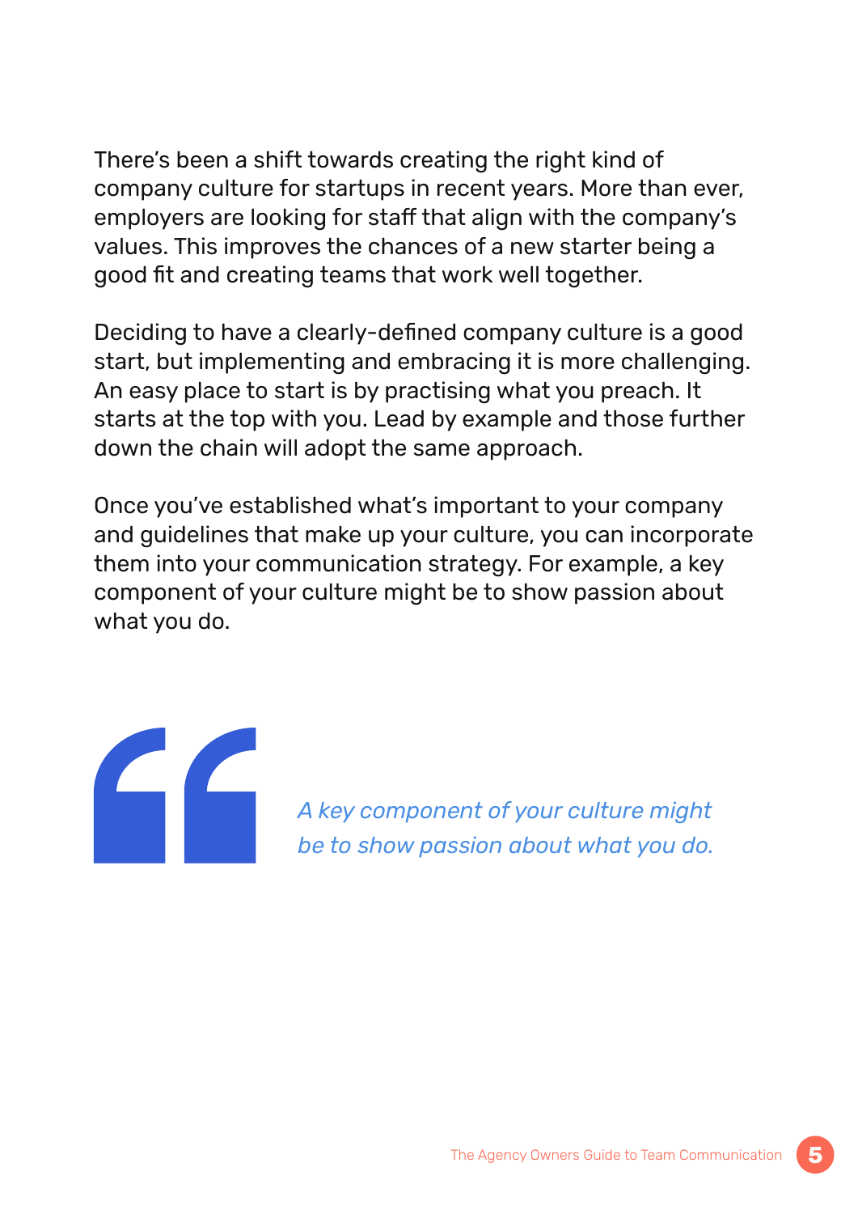There's been a shift towards creating the right kind of company culture for startups in recent years. More than ever, employers are looking for staff that align with the company's values. This improves the chances of a new starter being a good fit and creating teams that work well together.

Deciding to have a clearly-defined company culture is a good start, but implementing and embracing it is more challenging. An easy place to start is by practising what you preach. It starts at the top with you. Lead by example and those further down the chain will adopt the same approach.

Once you've established what's important to your company and guidelines that make up your culture, you can incorporate them into your communication strategy. For example, a key component of your culture might be to show passion about what you do.

> *A key component of your culture might be to show passion about what you do.*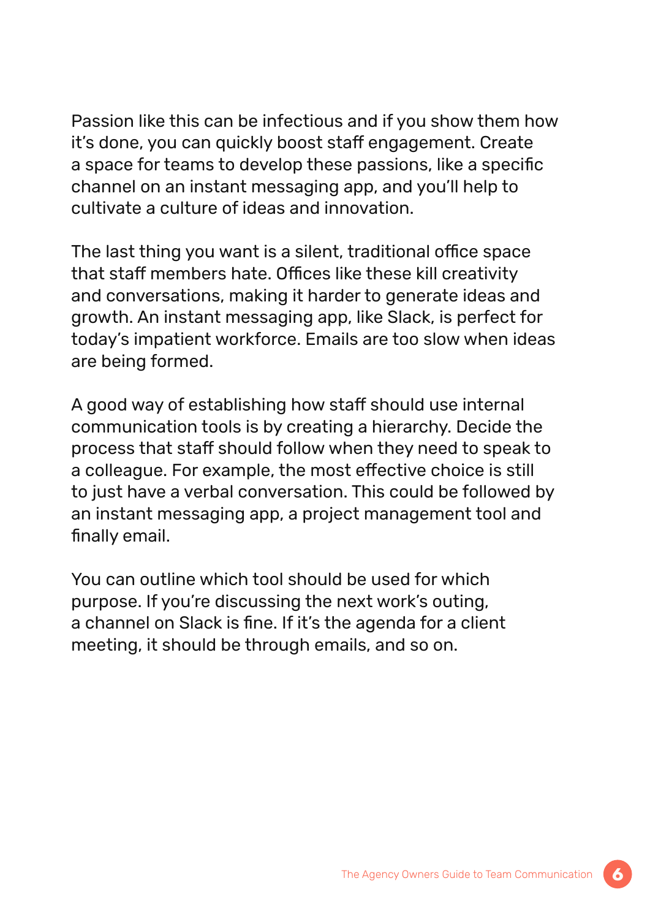Passion like this can be infectious and if you show them how it's done, you can quickly boost staff engagement. Create a space for teams to develop these passions, like a specific channel on an instant messaging app, and you'll help to cultivate a culture of ideas and innovation.

The last thing you want is a silent, traditional office space that staff members hate. Offices like these kill creativity and conversations, making it harder to generate ideas and growth. An instant messaging app, like Slack, is perfect for today's impatient workforce. Emails are too slow when ideas are being formed.

A good way of establishing how staff should use internal communication tools is by creating a hierarchy. Decide the process that staff should follow when they need to speak to a colleague. For example, the most effective choice is still to just have a verbal conversation. This could be followed by an instant messaging app, a project management tool and finally email.

You can outline which tool should be used for which purpose. If you're discussing the next work's outing, a channel on Slack is fine. If it's the agenda for a client meeting, it should be through emails, and so on.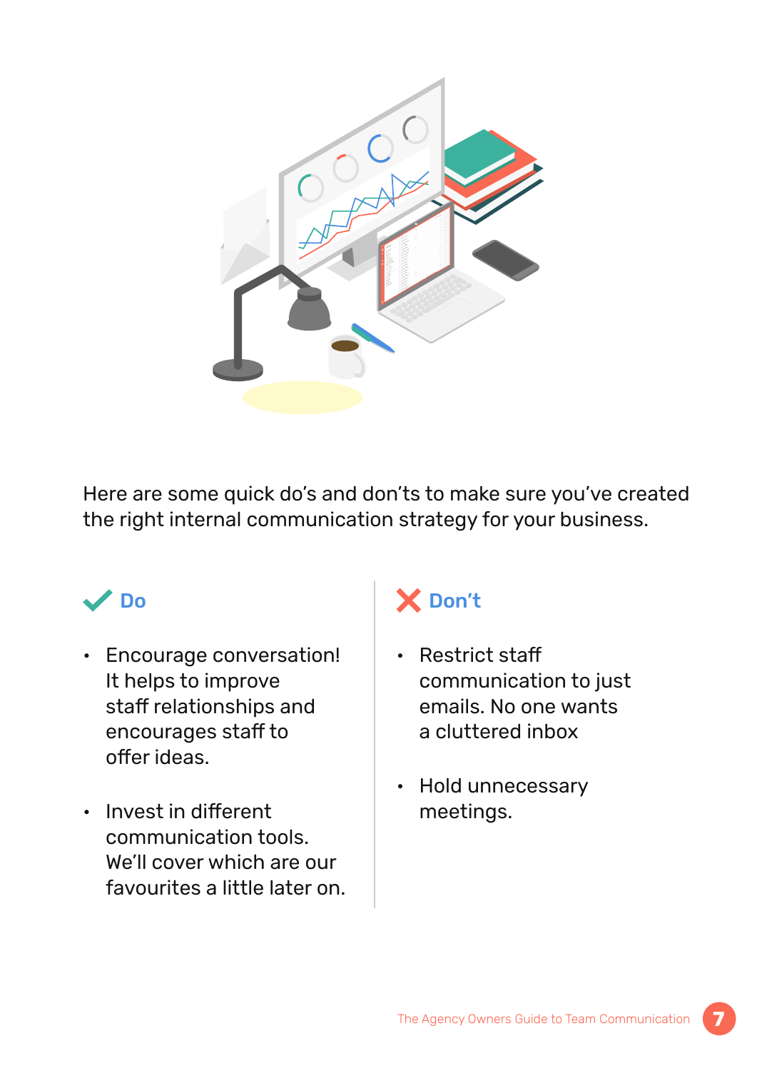Here are some quick do's and don'ts to make sure you've created the right internal communication strategy for your business.

### ✔ Do

- Encourage conversation! It helps to improve staff relationships and encourages staff to offer ideas.
- Invest in different communication tools. We'll cover which are our favourites a little later on.

### ✘ Don't

- Restrict staff communication to just emails. No one wants a cluttered inbox
- Hold unnecessary meetings.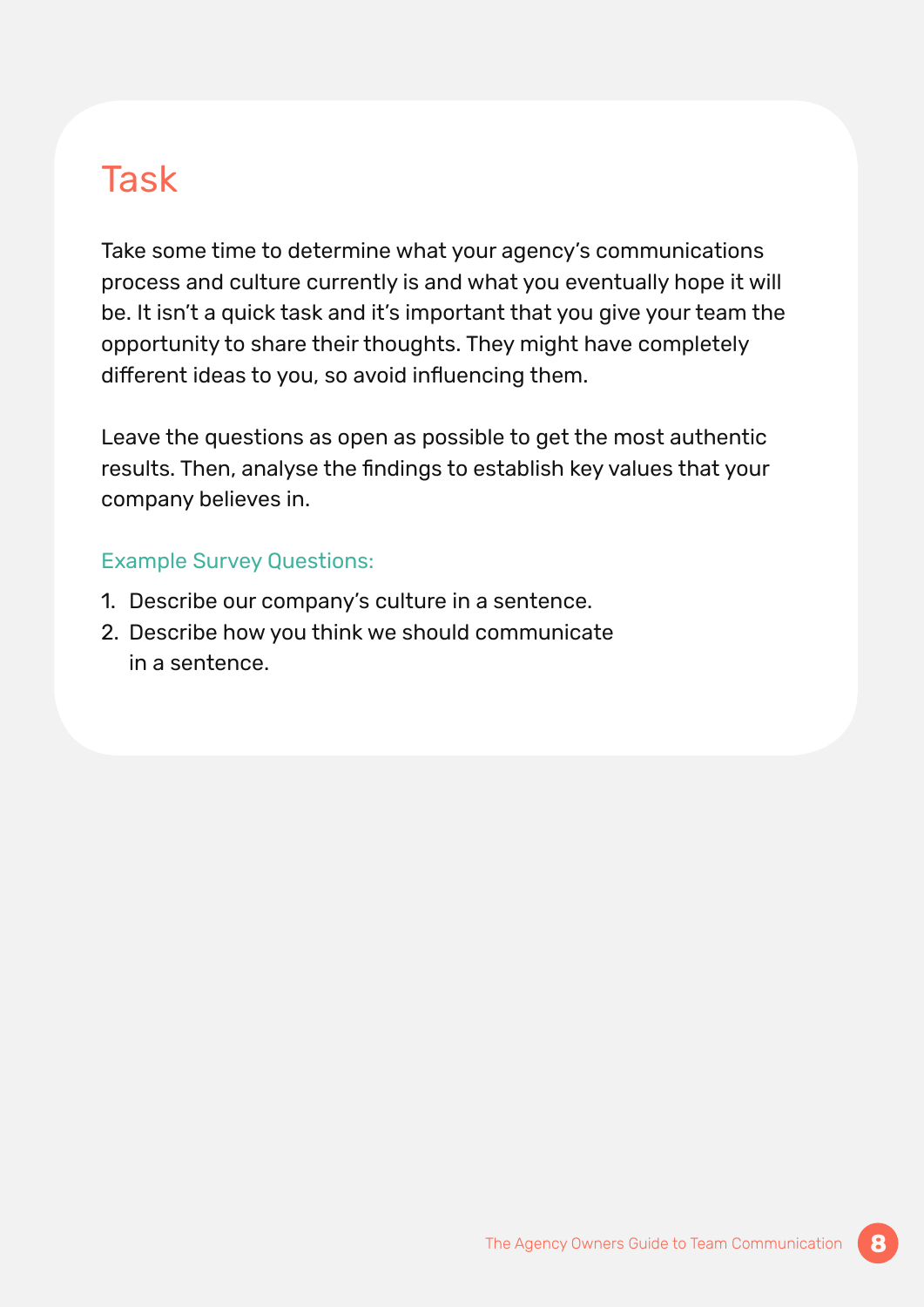## Task

Take some time to determine what your agency's communications process and culture currently is and what you eventually hope it will be. It isn't a quick task and it's important that you give your team the opportunity to share their thoughts. They might have completely different ideas to you, so avoid influencing them.

Leave the questions as open as possible to get the most authentic results. Then, analyse the findings to establish key values that your company believes in.

### Example Survey Questions:

1. Describe our company's culture in a sentence.
2. Describe how you think we should communicate in a sentence.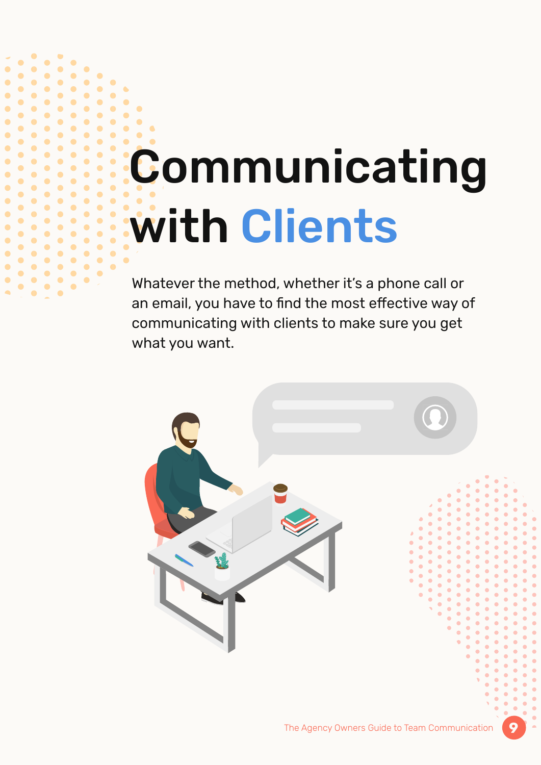# Communicating with Clients

Whatever the method, whether it's a phone call or an email, you have to find the most effective way of communicating with clients to make sure you get what you want.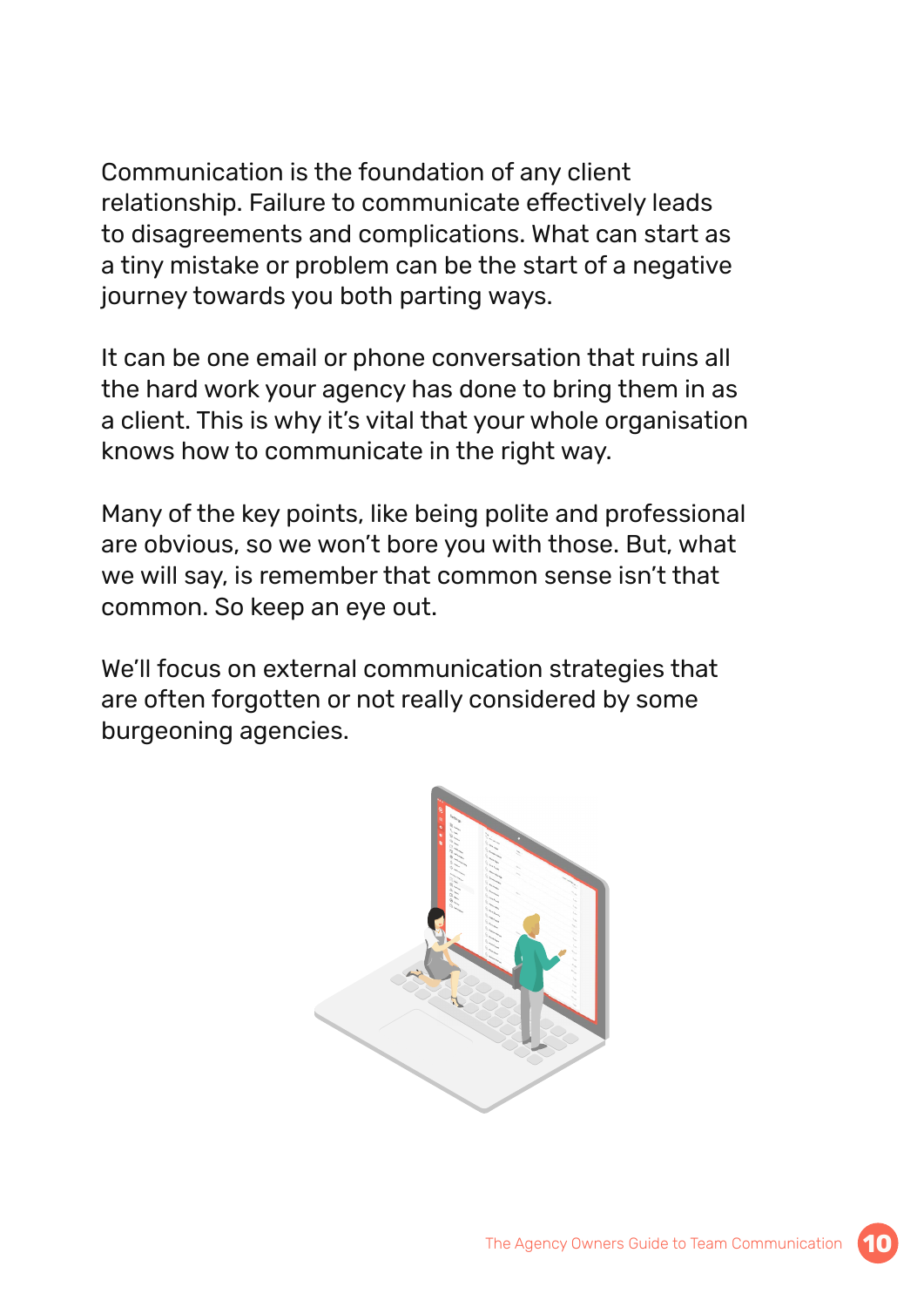Communication is the foundation of any client relationship. Failure to communicate effectively leads to disagreements and complications. What can start as a tiny mistake or problem can be the start of a negative journey towards you both parting ways.

It can be one email or phone conversation that ruins all the hard work your agency has done to bring them in as a client. This is why it's vital that your whole organisation knows how to communicate in the right way.

Many of the key points, like being polite and professional are obvious, so we won't bore you with those. But, what we will say, is remember that common sense isn't that common. So keep an eye out.

We'll focus on external communication strategies that are often forgotten or not really considered by some burgeoning agencies.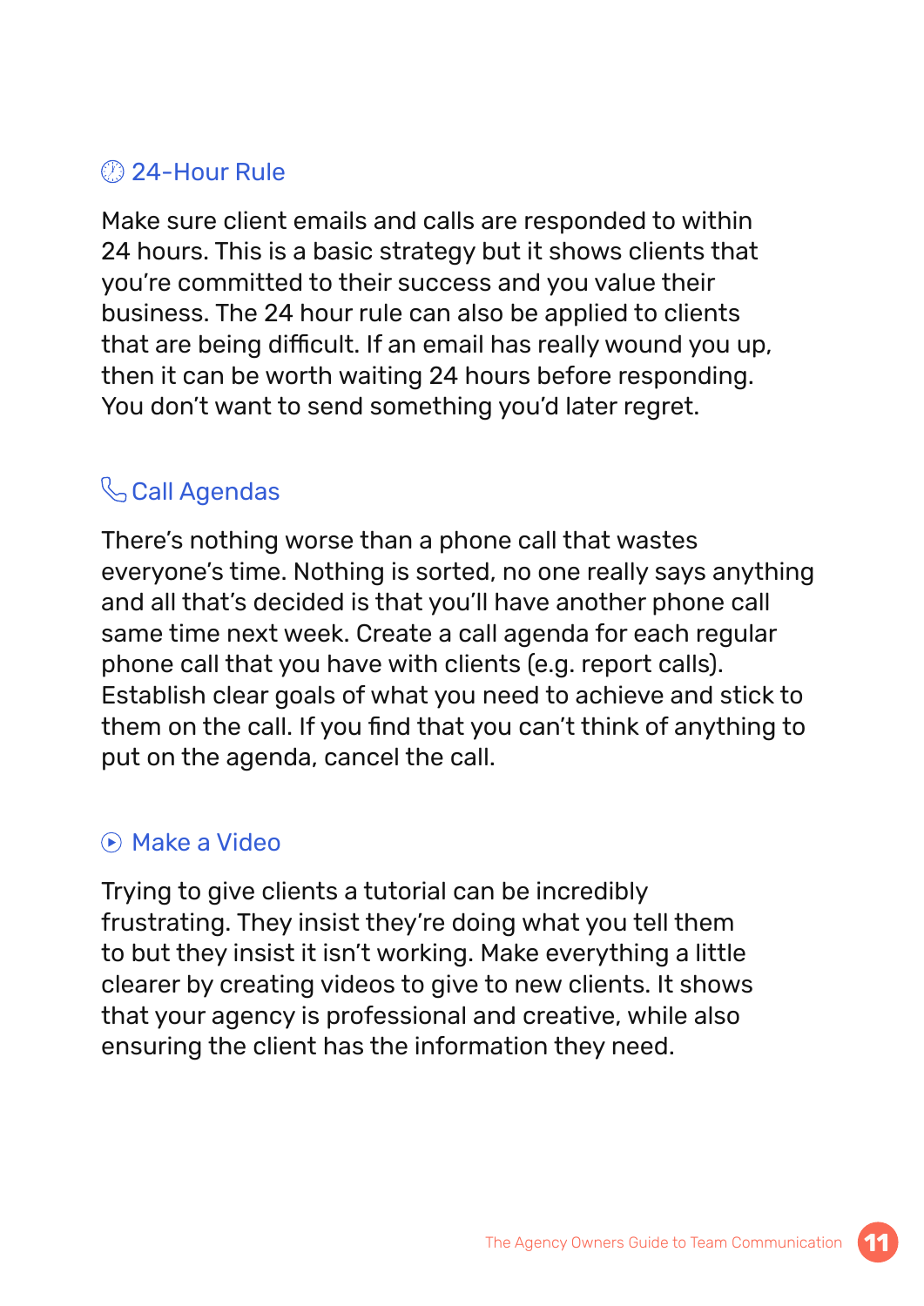### 24-Hour Rule

Make sure client emails and calls are responded to within 24 hours. This is a basic strategy but it shows clients that you're committed to their success and you value their business. The 24 hour rule can also be applied to clients that are being difficult. If an email has really wound you up, then it can be worth waiting 24 hours before responding. You don't want to send something you'd later regret.

### Call Agendas

There's nothing worse than a phone call that wastes everyone's time. Nothing is sorted, no one really says anything and all that's decided is that you'll have another phone call same time next week. Create a call agenda for each regular phone call that you have with clients (e.g. report calls). Establish clear goals of what you need to achieve and stick to them on the call. If you find that you can't think of anything to put on the agenda, cancel the call.

### Make a Video

Trying to give clients a tutorial can be incredibly frustrating. They insist they're doing what you tell them to but they insist it isn't working. Make everything a little clearer by creating videos to give to new clients. It shows that your agency is professional and creative, while also ensuring the client has the information they need.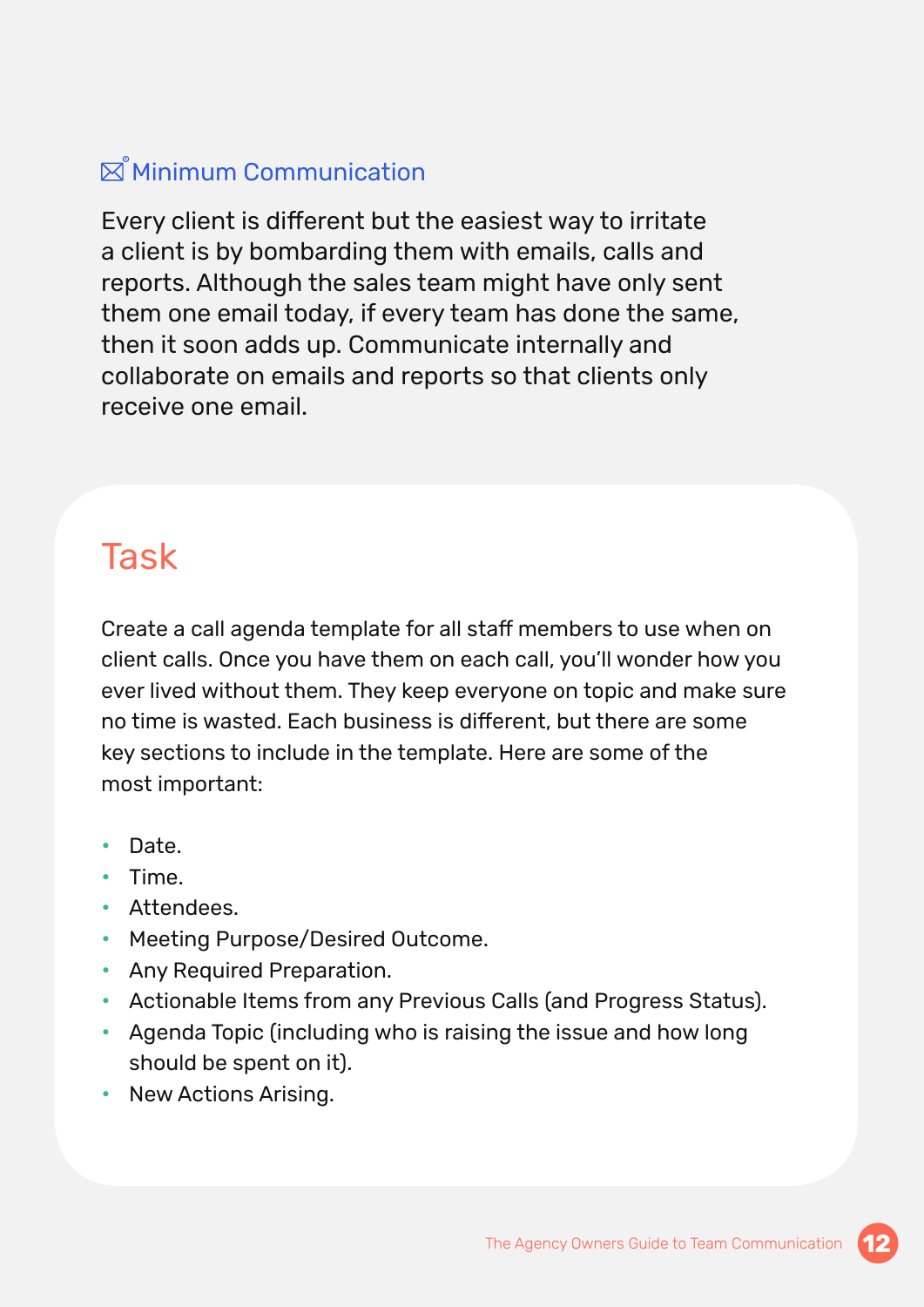### Minimum Communication

Every client is different but the easiest way to irritate a client is by bombarding them with emails, calls and reports. Although the sales team might have only sent them one email today, if every team has done the same, then it soon adds up. Communicate internally and collaborate on emails and reports so that clients only receive one email.

## Task

Create a call agenda template for all staff members to use when on client calls. Once you have them on each call, you'll wonder how you ever lived without them. They keep everyone on topic and make sure no time is wasted. Each business is different, but there are some key sections to include in the template. Here are some of the most important:

- Date.
- Time.
- Attendees.
- Meeting Purpose/Desired Outcome.
- Any Required Preparation.
- Actionable Items from any Previous Calls (and Progress Status).
- Agenda Topic (including who is raising the issue and how long should be spent on it).
- New Actions Arising.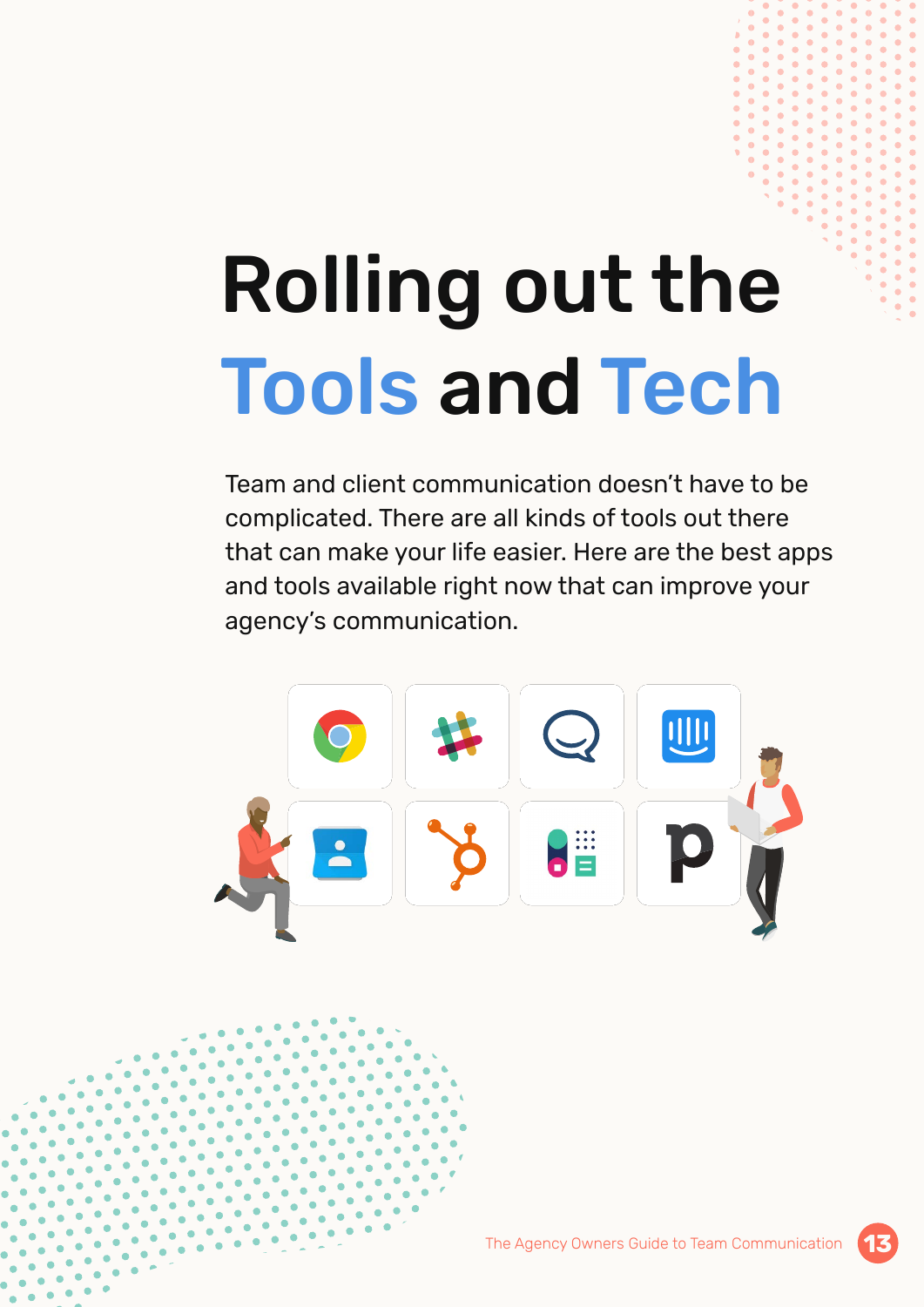# Rolling out the Tools and Tech

Team and client communication doesn't have to be complicated. There are all kinds of tools out there that can make your life easier. Here are the best apps and tools available right now that can improve your agency's communication.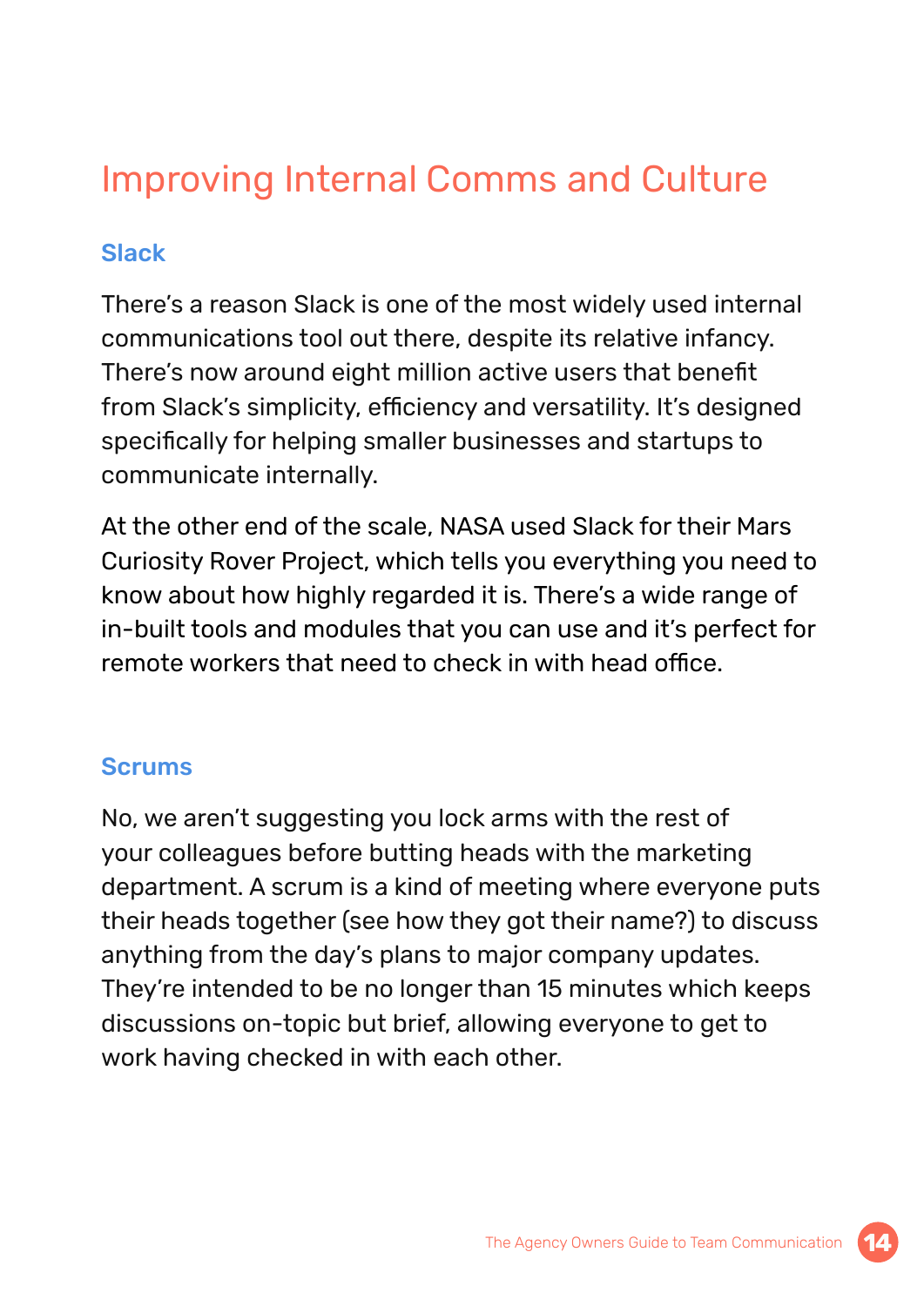# Improving Internal Comms and Culture

## Slack

There's a reason Slack is one of the most widely used internal communications tool out there, despite its relative infancy. There's now around eight million active users that benefit from Slack's simplicity, efficiency and versatility. It's designed specifically for helping smaller businesses and startups to communicate internally.

At the other end of the scale, NASA used Slack for their Mars Curiosity Rover Project, which tells you everything you need to know about how highly regarded it is. There's a wide range of in-built tools and modules that you can use and it's perfect for remote workers that need to check in with head office.

## Scrums

No, we aren't suggesting you lock arms with the rest of your colleagues before butting heads with the marketing department. A scrum is a kind of meeting where everyone puts their heads together (see how they got their name?) to discuss anything from the day's plans to major company updates. They're intended to be no longer than 15 minutes which keeps discussions on-topic but brief, allowing everyone to get to work having checked in with each other.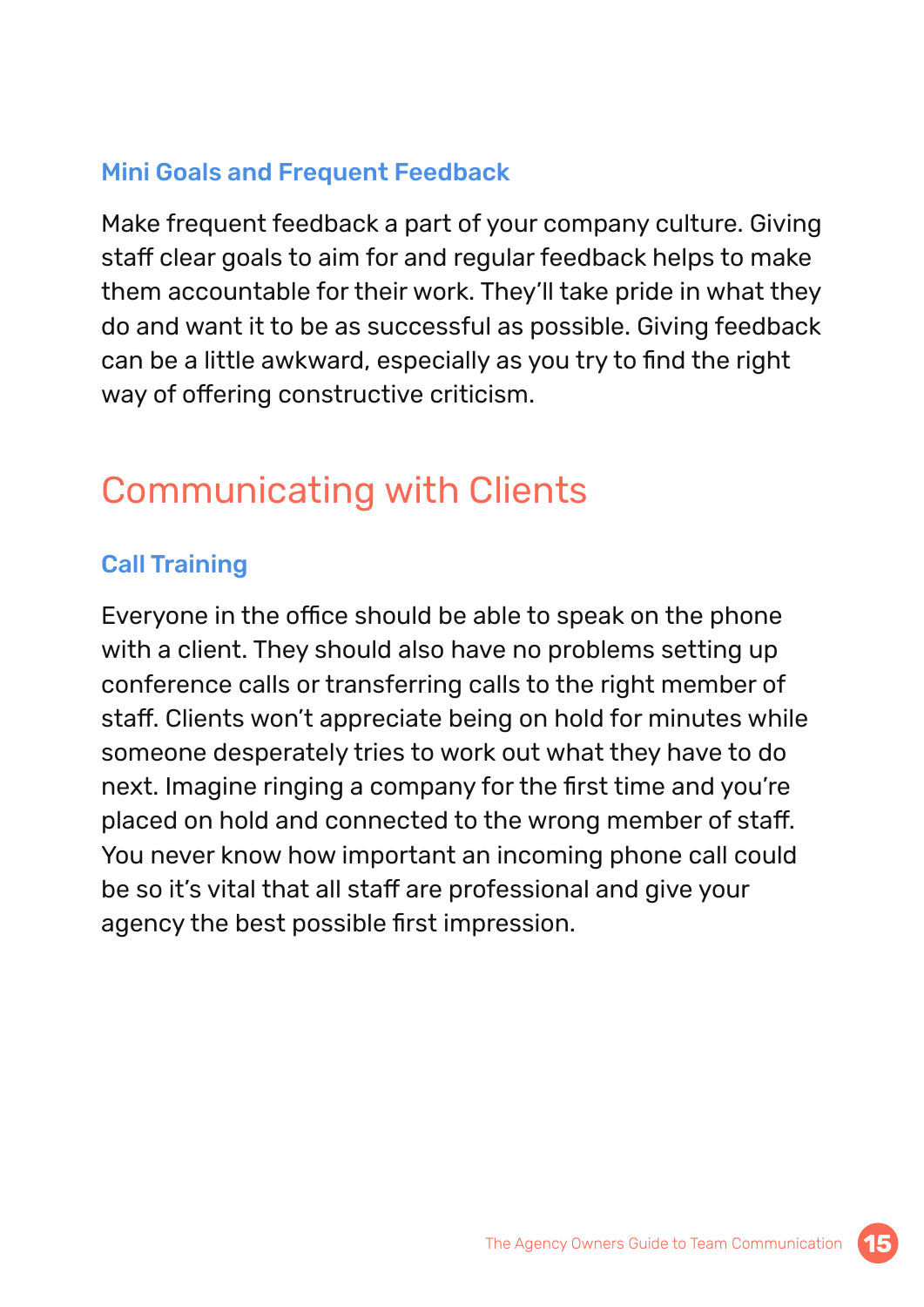### Mini Goals and Frequent Feedback

Make frequent feedback a part of your company culture. Giving staff clear goals to aim for and regular feedback helps to make them accountable for their work. They'll take pride in what they do and want it to be as successful as possible. Giving feedback can be a little awkward, especially as you try to find the right way of offering constructive criticism.

## Communicating with Clients

### Call Training

Everyone in the office should be able to speak on the phone with a client. They should also have no problems setting up conference calls or transferring calls to the right member of staff. Clients won't appreciate being on hold for minutes while someone desperately tries to work out what they have to do next. Imagine ringing a company for the first time and you're placed on hold and connected to the wrong member of staff. You never know how important an incoming phone call could be so it's vital that all staff are professional and give your agency the best possible first impression.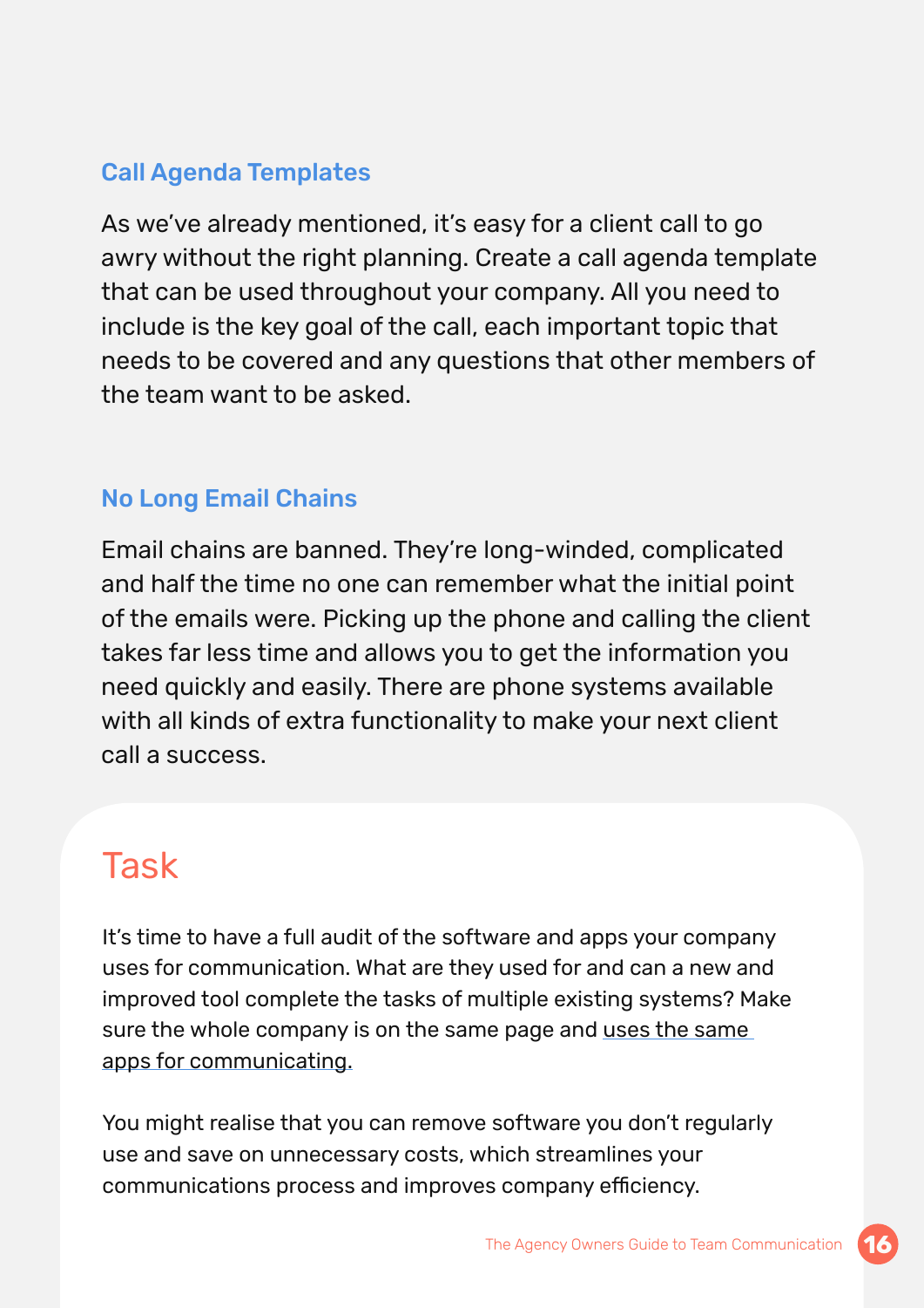### Call Agenda Templates

As we've already mentioned, it's easy for a client call to go awry without the right planning. Create a call agenda template that can be used throughout your company. All you need to include is the key goal of the call, each important topic that needs to be covered and any questions that other members of the team want to be asked.

### No Long Email Chains

Email chains are banned. They're long-winded, complicated and half the time no one can remember what the initial point of the emails were. Picking up the phone and calling the client takes far less time and allows you to get the information you need quickly and easily. There are phone systems available with all kinds of extra functionality to make your next client call a success.

## Task

It's time to have a full audit of the software and apps your company uses for communication. What are they used for and can a new and improved tool complete the tasks of multiple existing systems? Make sure the whole company is on the same page and uses the same apps for communicating.

You might realise that you can remove software you don't regularly use and save on unnecessary costs, which streamlines your communications process and improves company efficiency.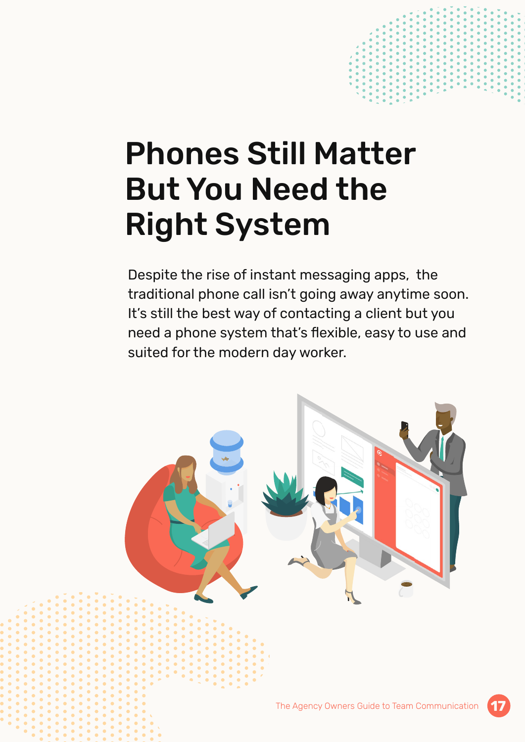# Phones Still Matter But You Need the Right System

Despite the rise of instant messaging apps,  the traditional phone call isn't going away anytime soon. It's still the best way of contacting a client but you need a phone system that's flexible, easy to use and suited for the modern day worker.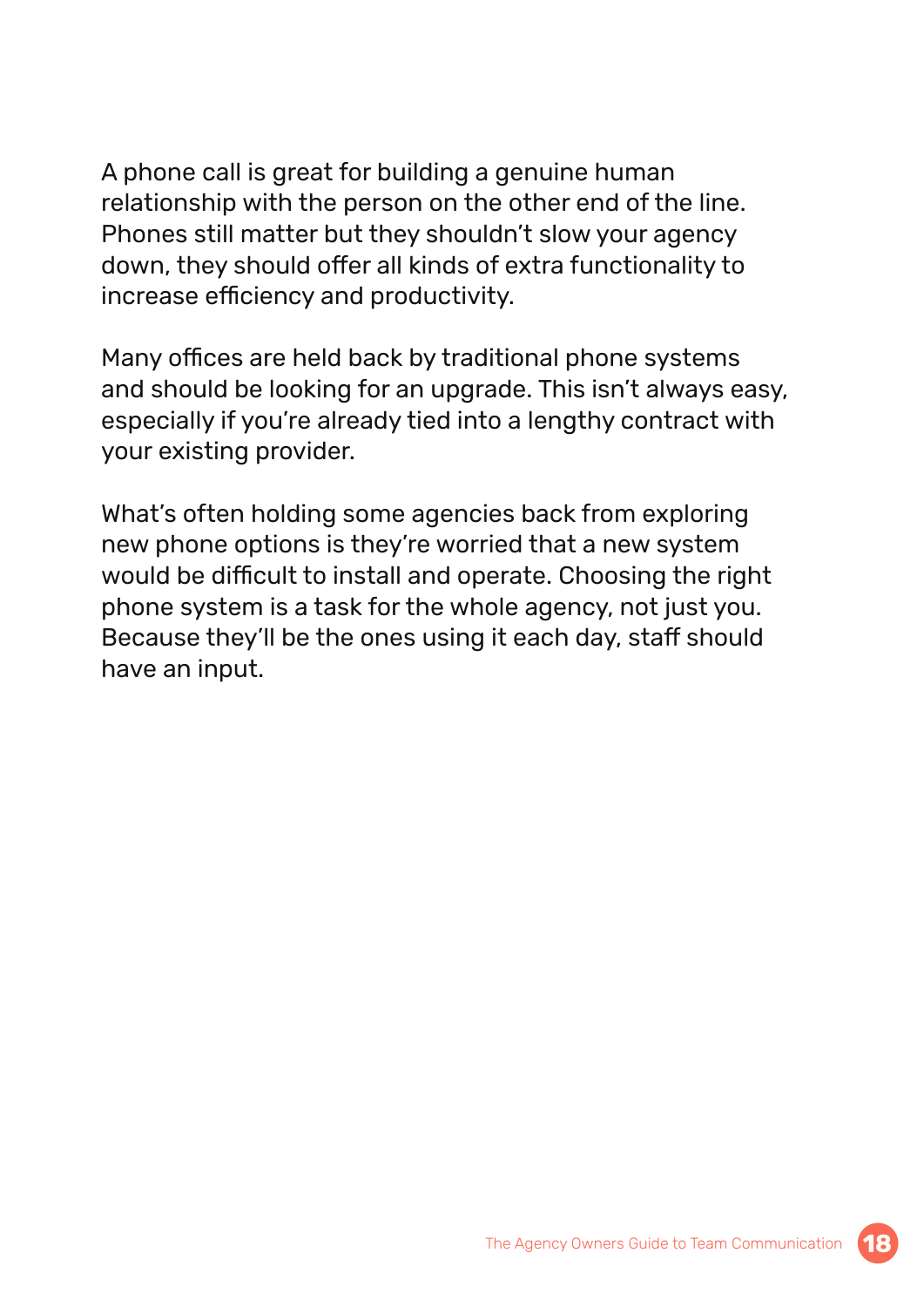A phone call is great for building a genuine human relationship with the person on the other end of the line. Phones still matter but they shouldn't slow your agency down, they should offer all kinds of extra functionality to increase efficiency and productivity.

Many offices are held back by traditional phone systems and should be looking for an upgrade. This isn't always easy, especially if you're already tied into a lengthy contract with your existing provider.

What's often holding some agencies back from exploring new phone options is they're worried that a new system would be difficult to install and operate. Choosing the right phone system is a task for the whole agency, not just you. Because they'll be the ones using it each day, staff should have an input.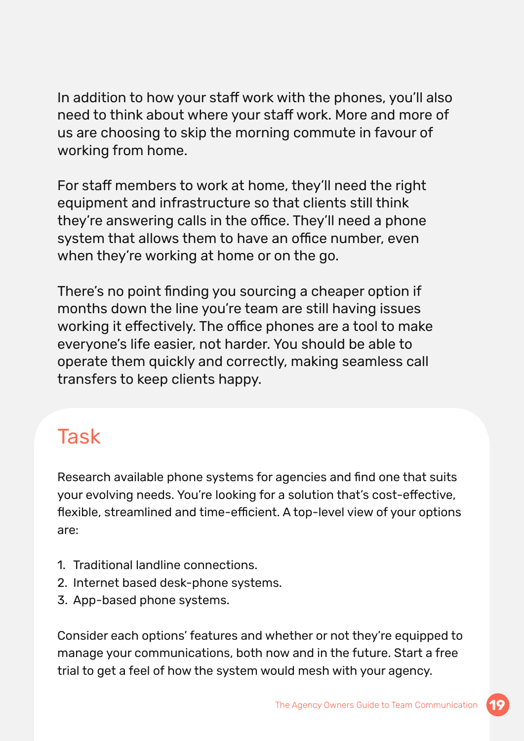In addition to how your staff work with the phones, you'll also need to think about where your staff work. More and more of us are choosing to skip the morning commute in favour of working from home.

For staff members to work at home, they'll need the right equipment and infrastructure so that clients still think they're answering calls in the office. They'll need a phone system that allows them to have an office number, even when they're working at home or on the go.

There's no point finding you sourcing a cheaper option if months down the line you're team are still having issues working it effectively. The office phones are a tool to make everyone's life easier, not harder. You should be able to operate them quickly and correctly, making seamless call transfers to keep clients happy.

## Task

Research available phone systems for agencies and find one that suits your evolving needs. You're looking for a solution that's cost-effective, flexible, streamlined and time-efficient. A top-level view of your options are:

1. Traditional landline connections.
2. Internet based desk-phone systems.
3. App-based phone systems.

Consider each options' features and whether or not they're equipped to manage your communications, both now and in the future. Start a free trial to get a feel of how the system would mesh with your agency.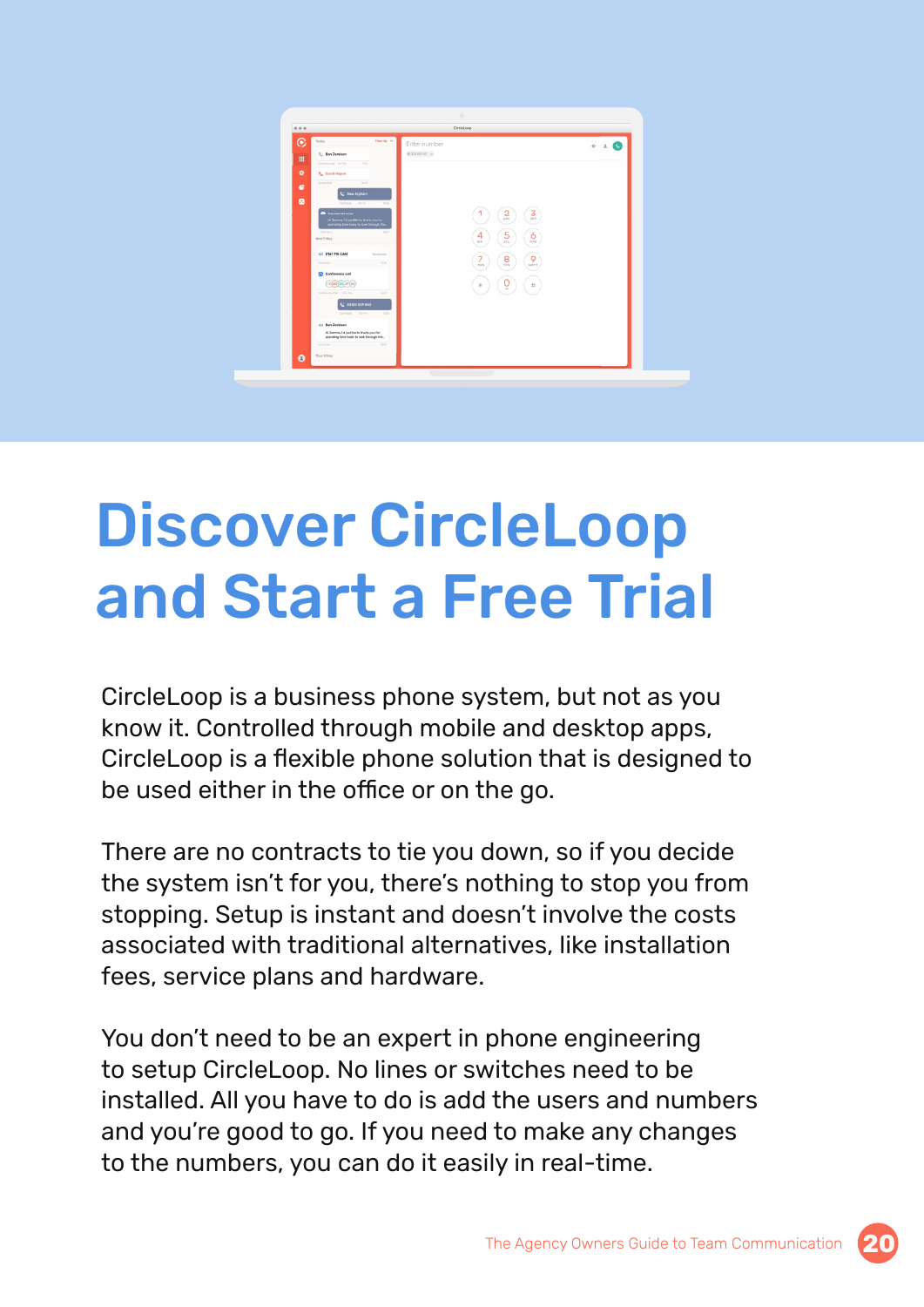# Discover CircleLoop and Start a Free Trial

CircleLoop is a business phone system, but not as you know it. Controlled through mobile and desktop apps, CircleLoop is a flexible phone solution that is designed to be used either in the office or on the go.

There are no contracts to tie you down, so if you decide the system isn't for you, there's nothing to stop you from stopping. Setup is instant and doesn't involve the costs associated with traditional alternatives, like installation fees, service plans and hardware.

You don't need to be an expert in phone engineering to setup CircleLoop. No lines or switches need to be installed. All you have to do is add the users and numbers and you're good to go. If you need to make any changes to the numbers, you can do it easily in real-time.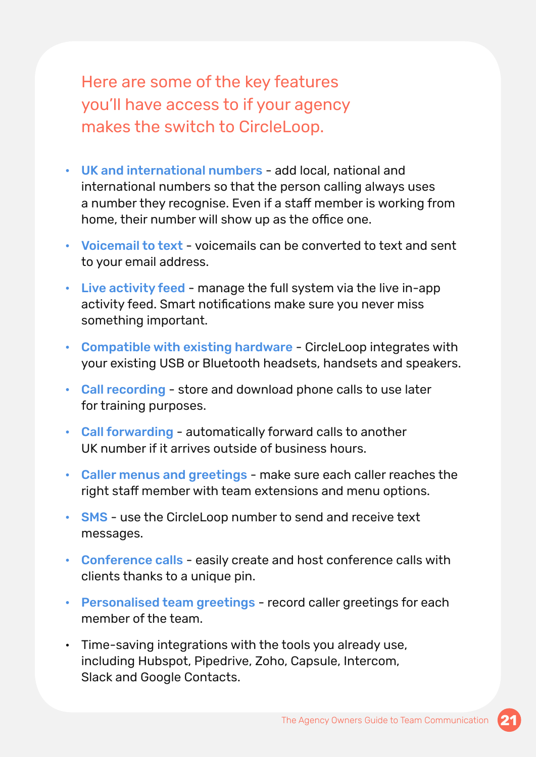Here are some of the key features you'll have access to if your agency makes the switch to CircleLoop.

- **UK and international numbers** - add local, national and international numbers so that the person calling always uses a number they recognise. Even if a staff member is working from home, their number will show up as the office one.
- **Voicemail to text** - voicemails can be converted to text and sent to your email address.
- **Live activity feed** - manage the full system via the live in-app activity feed. Smart notifications make sure you never miss something important.
- **Compatible with existing hardware** - CircleLoop integrates with your existing USB or Bluetooth headsets, handsets and speakers.
- **Call recording** - store and download phone calls to use later for training purposes.
- **Call forwarding** - automatically forward calls to another UK number if it arrives outside of business hours.
- **Caller menus and greetings** - make sure each caller reaches the right staff member with team extensions and menu options.
- **SMS** - use the CircleLoop number to send and receive text messages.
- **Conference calls** - easily create and host conference calls with clients thanks to a unique pin.
- **Personalised team greetings** - record caller greetings for each member of the team.
- Time-saving integrations with the tools you already use, including Hubspot, Pipedrive, Zoho, Capsule, Intercom, Slack and Google Contacts.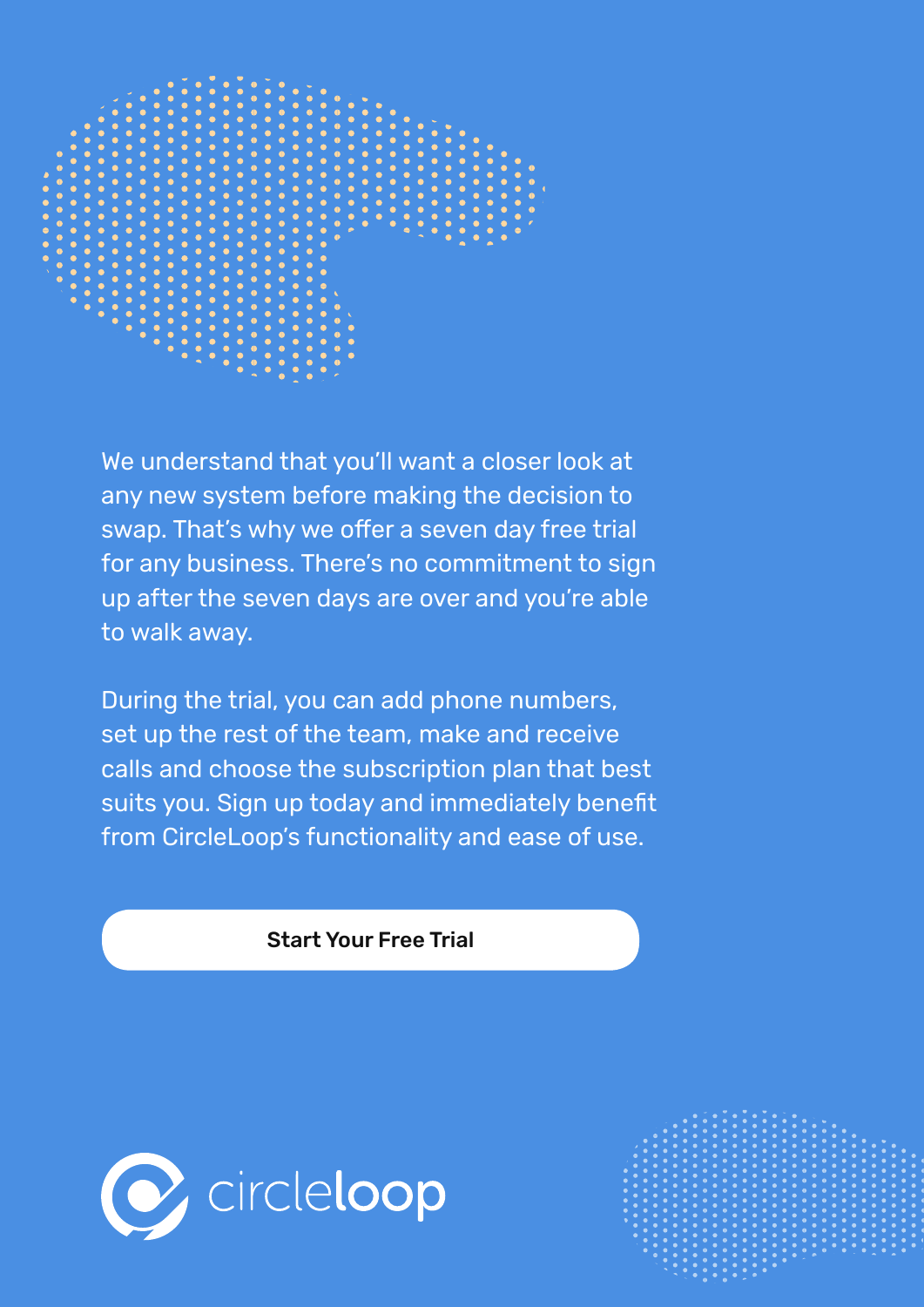We understand that you'll want a closer look at any new system before making the decision to swap. That's why we offer a seven day free trial for any business. There's no commitment to sign up after the seven days are over and you're able to walk away.

During the trial, you can add phone numbers, set up the rest of the team, make and receive calls and choose the subscription plan that best suits you. Sign up today and immediately benefit from CircleLoop's functionality and ease of use.

**Start Your Free Trial**

circleloop